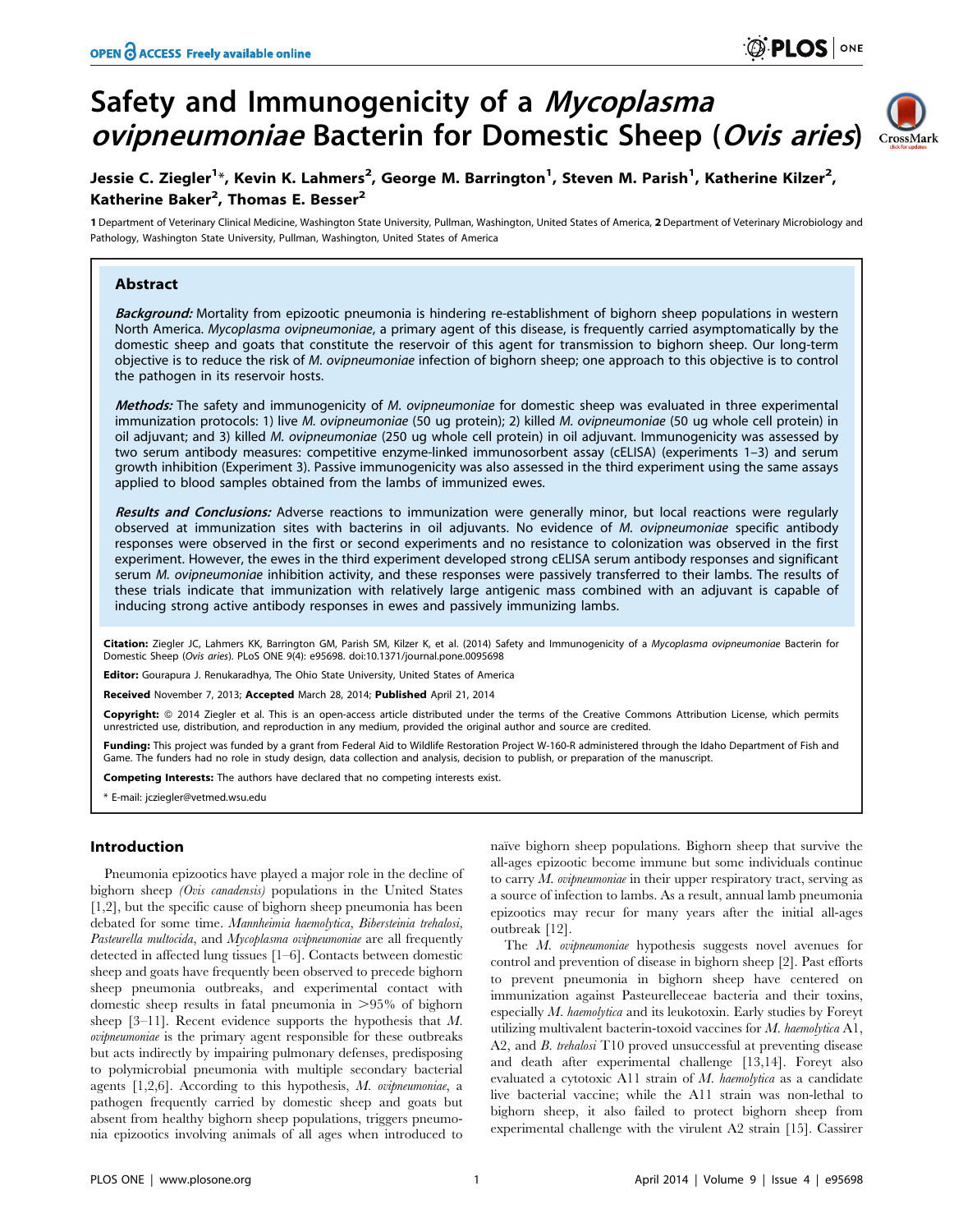# Safety and Immunogenicity of a *Mycoplasma ovipneumoniae* Bacterin for Domestic Sheep (*Ovis aries*)

Jessie C. Ziegler[1]*, Kevin K. Lahmers[2], George M. Barrington[1], Steven M. Parish[1], Katherine Kilzer[2], Katherine Baker[2], Thomas E. Besser[2]

1 Department of Veterinary Clinical Medicine, Washington State University, Pullman, Washington, United States of America, 2 Department of Veterinary Microbiology and Pathology, Washington State University, Pullman, Washington, United States of America

## Abstract

***Background:*** Mortality from epizootic pneumonia is hindering re-establishment of bighorn sheep populations in western North America. *Mycoplasma ovipneumoniae*, a primary agent of this disease, is frequently carried asymptomatically by the domestic sheep and goats that constitute the reservoir of this agent for transmission to bighorn sheep. Our long-term objective is to reduce the risk of *M. ovipneumoniae* infection of bighorn sheep; one approach to this objective is to control the pathogen in its reservoir hosts.

***Methods:*** The safety and immunogenicity of *M. ovipneumoniae* for domestic sheep was evaluated in three experimental immunization protocols: 1) live *M. ovipneumoniae* (50 ug protein); 2) killed *M. ovipneumoniae* (50 ug whole cell protein) in oil adjuvant; and 3) killed *M. ovipneumoniae* (250 ug whole cell protein) in oil adjuvant. Immunogenicity was assessed by two serum antibody measures: competitive enzyme-linked immunosorbent assay (cELISA) (experiments 1–3) and serum growth inhibition (Experiment 3). Passive immunogenicity was also assessed in the third experiment using the same assays applied to blood samples obtained from the lambs of immunized ewes.

***Results and Conclusions:*** Adverse reactions to immunization were generally minor, but local reactions were regularly observed at immunization sites with bacterins in oil adjuvants. No evidence of *M. ovipneumoniae* specific antibody responses were observed in the first or second experiments and no resistance to colonization was observed in the first experiment. However, the ewes in the third experiment developed strong cELISA serum antibody responses and significant serum *M. ovipneumoniae* inhibition activity, and these responses were passively transferred to their lambs. The results of these trials indicate that immunization with relatively large antigenic mass combined with an adjuvant is capable of inducing strong active antibody responses in ewes and passively immunizing lambs.

**Citation:** Ziegler JC, Lahmers KK, Barrington GM, Parish SM, Kilzer K, et al. (2014) Safety and Immunogenicity of a *Mycoplasma ovipneumoniae* Bacterin for Domestic Sheep (*Ovis aries*). PLoS ONE 9(4): e95698. doi:10.1371/journal.pone.0095698

**Editor:** Gourapura J. Renukaradhya, The Ohio State University, United States of America

**Received** November 7, 2013; **Accepted** March 28, 2014; **Published** April 21, 2014

**Copyright:** © 2014 Ziegler et al. This is an open-access article distributed under the terms of the Creative Commons Attribution License, which permits unrestricted use, distribution, and reproduction in any medium, provided the original author and source are credited.

**Funding:** This project was funded by a grant from Federal Aid to Wildlife Restoration Project W-160-R administered through the Idaho Department of Fish and Game. The funders had no role in study design, data collection and analysis, decision to publish, or preparation of the manuscript.

**Competing Interests:** The authors have declared that no competing interests exist.

\* E-mail: jcziegler@vetmed.wsu.edu

## Introduction

Pneumonia epizootics have played a major role in the decline of bighorn sheep *(Ovis canadensis)* populations in the United States [1,2], but the specific cause of bighorn sheep pneumonia has been debated for some time. *Mannheimia haemolytica*, *Bibersteinia trehalosi*, *Pasteurella multocida*, and *Mycoplasma ovipneumoniae* are all frequently detected in affected lung tissues [1–6]. Contacts between domestic sheep and goats have frequently been observed to precede bighorn sheep pneumonia outbreaks, and experimental contact with domestic sheep results in fatal pneumonia in >95% of bighorn sheep [3–11]. Recent evidence supports the hypothesis that *M. ovipneumoniae* is the primary agent responsible for these outbreaks but acts indirectly by impairing pulmonary defenses, predisposing to polymicrobial pneumonia with multiple secondary bacterial agents [1,2,6]. According to this hypothesis, *M. ovipneumoniae*, a pathogen frequently carried by domestic sheep and goats but absent from healthy bighorn sheep populations, triggers pneumonia epizootics involving animals of all ages when introduced to naïve bighorn sheep populations. Bighorn sheep that survive the all-ages epizootic become immune but some individuals continue to carry *M. ovipneumoniae* in their upper respiratory tract, serving as a source of infection to lambs. As a result, annual lamb pneumonia epizootics may recur for many years after the initial all-ages outbreak [12].

The *M. ovipneumoniae* hypothesis suggests novel avenues for control and prevention of disease in bighorn sheep [2]. Past efforts to prevent pneumonia in bighorn sheep have centered on immunization against Pasteurelleceae bacteria and their toxins, especially *M. haemolytica* and its leukotoxin. Early studies by Foreyt utilizing multivalent bacterin-toxoid vaccines for *M. haemolytica* A1, A2, and *B. trehalosi* T10 proved unsuccessful at preventing disease and death after experimental challenge [13,14]. Foreyt also evaluated a cytotoxic A11 strain of *M. haemolytica* as a candidate live bacterial vaccine; while the A11 strain was non-lethal to bighorn sheep, it also failed to protect bighorn sheep from experimental challenge with the virulent A2 strain [15]. Cassirer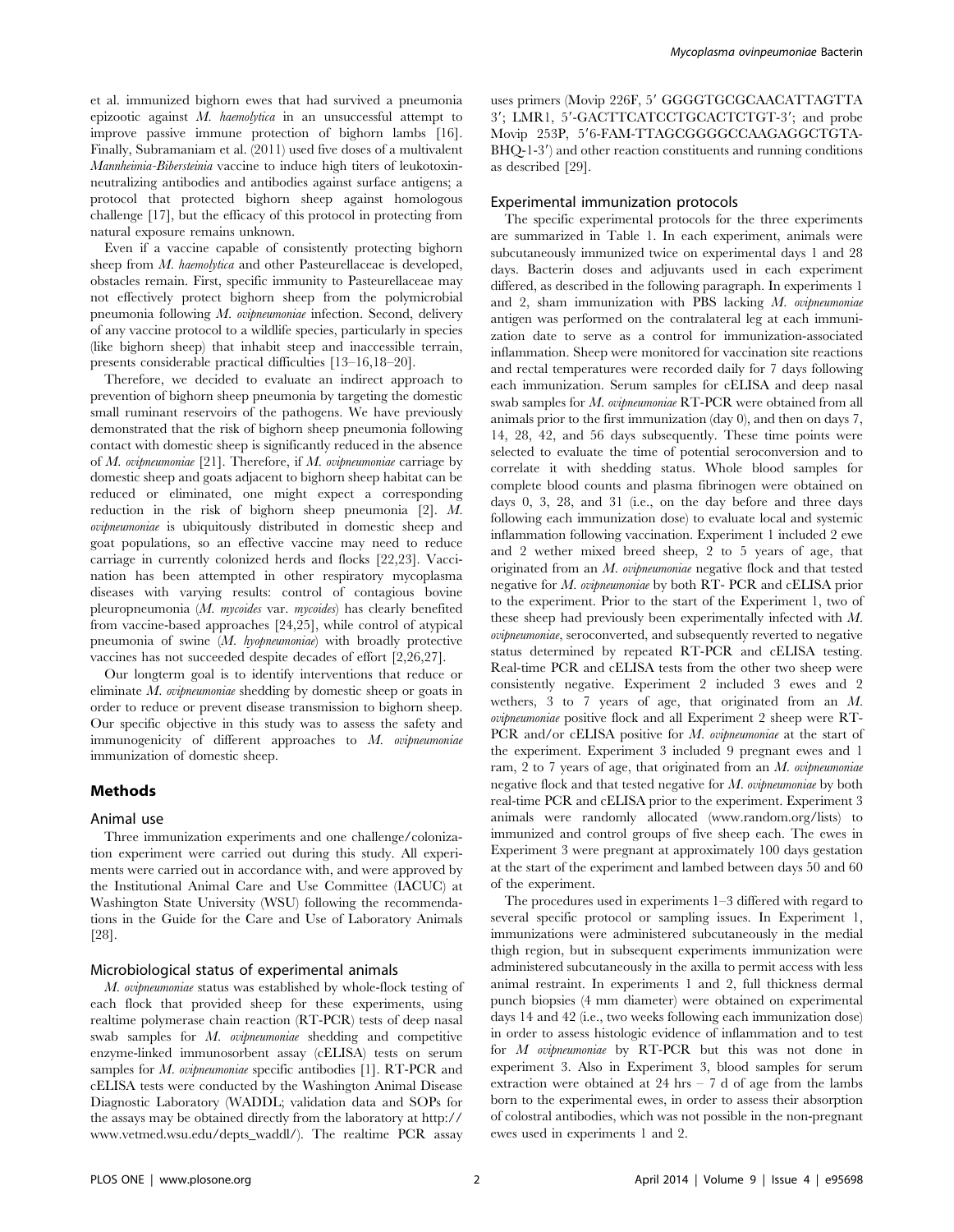et al. immunized bighorn ewes that had survived a pneumonia epizootic against *M. haemolytica* in an unsuccessful attempt to improve passive immune protection of bighorn lambs [16]. Finally, Subramaniam et al. (2011) used five doses of a multivalent *Mannheimia-Bibersteinia* vaccine to induce high titers of leukotoxin-neutralizing antibodies and antibodies against surface antigens; a protocol that protected bighorn sheep against homologous challenge [17], but the efficacy of this protocol in protecting from natural exposure remains unknown.

Even if a vaccine capable of consistently protecting bighorn sheep from *M. haemolytica* and other Pasteurellaceae is developed, obstacles remain. First, specific immunity to Pasteurellaceae may not effectively protect bighorn sheep from the polymicrobial pneumonia following *M. ovipneumoniae* infection. Second, delivery of any vaccine protocol to a wildlife species, particularly in species (like bighorn sheep) that inhabit steep and inaccessible terrain, presents considerable practical difficulties [13–16,18–20].

Therefore, we decided to evaluate an indirect approach to prevention of bighorn sheep pneumonia by targeting the domestic small ruminant reservoirs of the pathogens. We have previously demonstrated that the risk of bighorn sheep pneumonia following contact with domestic sheep is significantly reduced in the absence of *M. ovipneumoniae* [21]. Therefore, if *M. ovipneumoniae* carriage by domestic sheep and goats adjacent to bighorn sheep habitat can be reduced or eliminated, one might expect a corresponding reduction in the risk of bighorn sheep pneumonia [2]. *M. ovipneumoniae* is ubiquitously distributed in domestic sheep and goat populations, so an effective vaccine may need to reduce carriage in currently colonized herds and flocks [22,23]. Vaccination has been attempted in other respiratory mycoplasma diseases with varying results: control of contagious bovine pleuropneumonia (*M. mycoides* var. *mycoides*) has clearly benefited from vaccine-based approaches [24,25], while control of atypical pneumonia of swine (*M. hyopneumoniae*) with broadly protective vaccines has not succeeded despite decades of effort [2,26,27].

Our longterm goal is to identify interventions that reduce or eliminate *M. ovipneumoniae* shedding by domestic sheep or goats in order to reduce or prevent disease transmission to bighorn sheep. Our specific objective in this study was to assess the safety and immunogenicity of different approaches to *M. ovipneumoniae* immunization of domestic sheep.

## Methods

### Animal use

Three immunization experiments and one challenge/colonization experiment were carried out during this study. All experiments were carried out in accordance with, and were approved by the Institutional Animal Care and Use Committee (IACUC) at Washington State University (WSU) following the recommendations in the Guide for the Care and Use of Laboratory Animals [28].

### Microbiological status of experimental animals

*M. ovipneumoniae* status was established by whole-flock testing of each flock that provided sheep for these experiments, using realtime polymerase chain reaction (RT-PCR) tests of deep nasal swab samples for *M. ovipneumoniae* shedding and competitive enzyme-linked immunosorbent assay (cELISA) tests on serum samples for *M. ovipneumoniae* specific antibodies [1]. RT-PCR and cELISA tests were conducted by the Washington Animal Disease Diagnostic Laboratory (WADDL; validation data and SOPs for the assays may be obtained directly from the laboratory at http://www.vetmed.wsu.edu/depts_waddl/). The realtime PCR assay uses primers (Movip 226F, 5′ GGGGTGCGCAACATTAGTTA 3′; LMR1, 5′-GACTTCATCCTGCACTCTGT-3′; and probe Movip 253P, 5′6-FAM-TTAGCGGGGCCAAGAGGCTGTA-BHQ-1-3′) and other reaction constituents and running conditions as described [29].

### Experimental immunization protocols

The specific experimental protocols for the three experiments are summarized in Table 1. In each experiment, animals were subcutaneously immunized twice on experimental days 1 and 28 days. Bacterin doses and adjuvants used in each experiment differed, as described in the following paragraph. In experiments 1 and 2, sham immunization with PBS lacking *M. ovipneumoniae* antigen was performed on the contralateral leg at each immunization date to serve as a control for immunization-associated inflammation. Sheep were monitored for vaccination site reactions and rectal temperatures were recorded daily for 7 days following each immunization. Serum samples for cELISA and deep nasal swab samples for *M. ovipneumoniae* RT-PCR were obtained from all animals prior to the first immunization (day 0), and then on days 7, 14, 28, 42, and 56 days subsequently. These time points were selected to evaluate the time of potential seroconversion and to correlate it with shedding status. Whole blood samples for complete blood counts and plasma fibrinogen were obtained on days 0, 3, 28, and 31 (i.e., on the day before and three days following each immunization dose) to evaluate local and systemic inflammation following vaccination. Experiment 1 included 2 ewe and 2 wether mixed breed sheep, 2 to 5 years of age, that originated from an *M. ovipneumoniae* negative flock and that tested negative for *M. ovipneumoniae* by both RT- PCR and cELISA prior to the experiment. Prior to the start of the Experiment 1, two of these sheep had previously been experimentally infected with *M. ovipneumoniae*, seroconverted, and subsequently reverted to negative status determined by repeated RT-PCR and cELISA testing. Real-time PCR and cELISA tests from the other two sheep were consistently negative. Experiment 2 included 3 ewes and 2 wethers, 3 to 7 years of age, that originated from an *M. ovipneumoniae* positive flock and all Experiment 2 sheep were RT-PCR and/or cELISA positive for *M. ovipneumoniae* at the start of the experiment. Experiment 3 included 9 pregnant ewes and 1 ram, 2 to 7 years of age, that originated from an *M. ovipneumoniae* negative flock and that tested negative for *M. ovipneumoniae* by both real-time PCR and cELISA prior to the experiment. Experiment 3 animals were randomly allocated (www.random.org/lists) to immunized and control groups of five sheep each. The ewes in Experiment 3 were pregnant at approximately 100 days gestation at the start of the experiment and lambed between days 50 and 60 of the experiment.

The procedures used in experiments 1–3 differed with regard to several specific protocol or sampling issues. In Experiment 1, immunizations were administered subcutaneously in the medial thigh region, but in subsequent experiments immunization were administered subcutaneously in the axilla to permit access with less animal restraint. In experiments 1 and 2, full thickness dermal punch biopsies (4 mm diameter) were obtained on experimental days 14 and 42 (i.e., two weeks following each immunization dose) in order to assess histologic evidence of inflammation and to test for *M ovipneumoniae* by RT-PCR but this was not done in experiment 3. Also in Experiment 3, blood samples for serum extraction were obtained at 24 hrs – 7 d of age from the lambs born to the experimental ewes, in order to assess their absorption of colostral antibodies, which was not possible in the non-pregnant ewes used in experiments 1 and 2.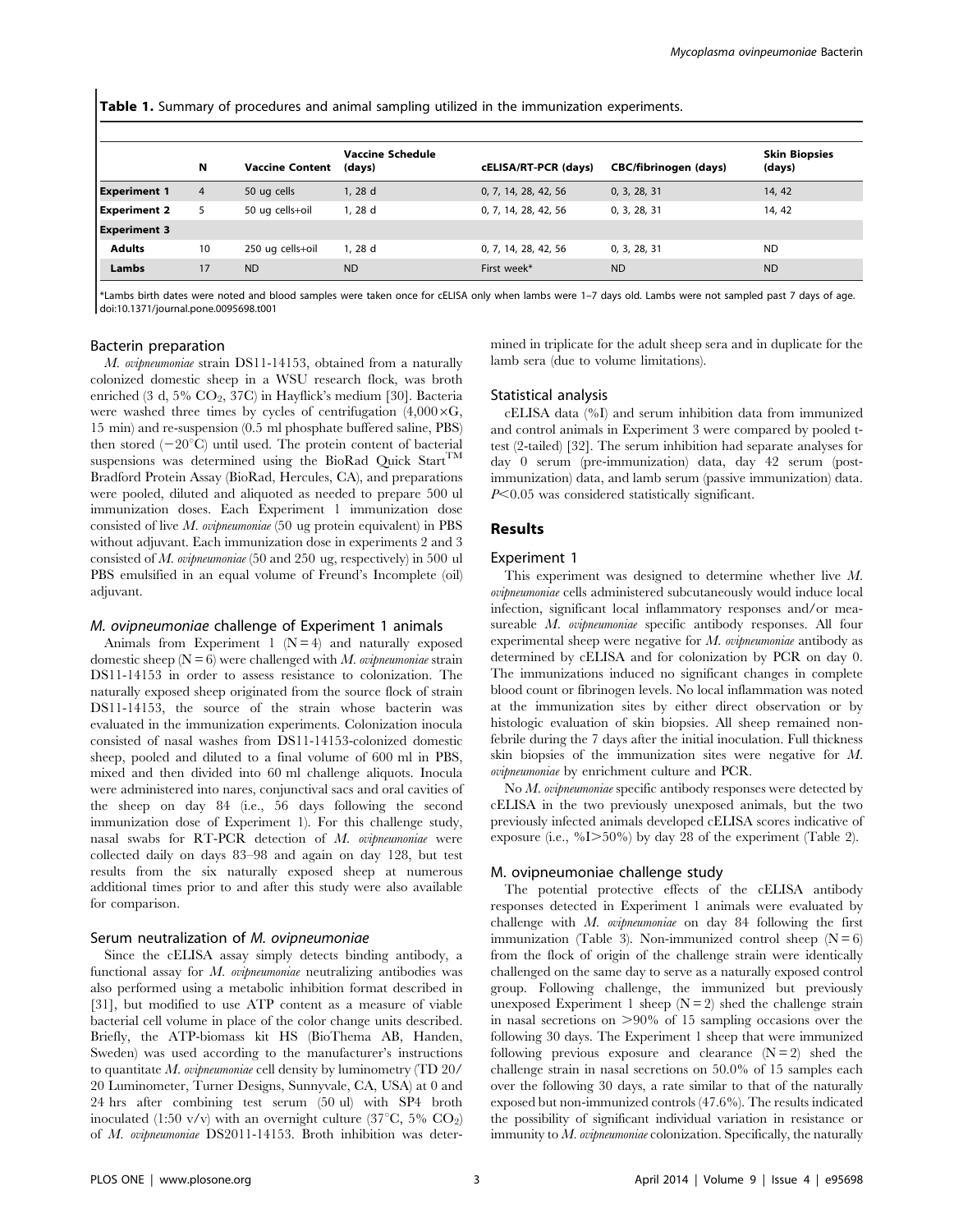**Table 1.** Summary of procedures and animal sampling utilized in the immunization experiments.

| | N | Vaccine Content | Vaccine Schedule (days) | cELISA/RT-PCR (days) | CBC/fibrinogen (days) | Skin Biopsies (days) |
|---|---|---|---|---|---|---|
| **Experiment 1** | 4 | 50 ug cells | 1, 28 d | 0, 7, 14, 28, 42, 56 | 0, 3, 28, 31 | 14, 42 |
| **Experiment 2** | 5 | 50 ug cells+oil | 1, 28 d | 0, 7, 14, 28, 42, 56 | 0, 3, 28, 31 | 14, 42 |
| **Experiment 3** | | | | | | |
| **Adults** | 10 | 250 ug cells+oil | 1, 28 d | 0, 7, 14, 28, 42, 56 | 0, 3, 28, 31 | ND |
| **Lambs** | 17 | ND | ND | First week* | ND | ND |

*Lambs birth dates were noted and blood samples were taken once for cELISA only when lambs were 1–7 days old. Lambs were not sampled past 7 days of age.
doi:10.1371/journal.pone.0095698.t001

### Bacterin preparation

*M. ovipneumoniae* strain DS11-14153, obtained from a naturally colonized domestic sheep in a WSU research flock, was broth enriched (3 d, 5% $CO_2$, 37C) in Hayflick's medium [30]. Bacteria were washed three times by cycles of centrifugation (4,000×G, 15 min) and re-suspension (0.5 ml phosphate buffered saline, PBS) then stored (−20°C) until used. The protein content of bacterial suspensions was determined using the BioRad Quick Start™ Bradford Protein Assay (BioRad, Hercules, CA), and preparations were pooled, diluted and aliquoted as needed to prepare 500 ul immunization doses. Each Experiment 1 immunization dose consisted of live *M. ovipneumoniae* (50 ug protein equivalent) in PBS without adjuvant. Each immunization dose in experiments 2 and 3 consisted of *M. ovipneumoniae* (50 and 250 ug, respectively) in 500 ul PBS emulsified in an equal volume of Freund's Incomplete (oil) adjuvant.

### *M. ovipneumoniae* challenge of Experiment 1 animals

Animals from Experiment 1 (N = 4) and naturally exposed domestic sheep (N = 6) were challenged with *M. ovipneumoniae* strain DS11-14153 in order to assess resistance to colonization. The naturally exposed sheep originated from the source flock of strain DS11-14153, the source of the strain whose bacterin was evaluated in the immunization experiments. Colonization inocula consisted of nasal washes from DS11-14153-colonized domestic sheep, pooled and diluted to a final volume of 600 ml in PBS, mixed and then divided into 60 ml challenge aliquots. Inocula were administered into nares, conjunctival sacs and oral cavities of the sheep on day 84 (i.e., 56 days following the second immunization dose of Experiment 1). For this challenge study, nasal swabs for RT-PCR detection of *M. ovipneumoniae* were collected daily on days 83–98 and again on day 128, but test results from the six naturally exposed sheep at numerous additional times prior to and after this study were also available for comparison.

### Serum neutralization of *M. ovipneumoniae*

Since the cELISA assay simply detects binding antibody, a functional assay for *M. ovipneumoniae* neutralizing antibodies was also performed using a metabolic inhibition format described in [31], but modified to use ATP content as a measure of viable bacterial cell volume in place of the color change units described. Briefly, the ATP-biomass kit HS (BioThema AB, Handen, Sweden) was used according to the manufacturer's instructions to quantitate *M. ovipneumoniae* cell density by luminometry (TD 20/20 Luminometer, Turner Designs, Sunnyvale, CA, USA) at 0 and 24 hrs after combining test serum (50 ul) with SP4 broth inoculated (1:50 v/v) with an overnight culture (37°C, 5% $CO_2$) of *M. ovipneumoniae* DS2011-14153. Broth inhibition was determined in triplicate for the adult sheep sera and in duplicate for the lamb sera (due to volume limitations).

### Statistical analysis

cELISA data (%I) and serum inhibition data from immunized and control animals in Experiment 3 were compared by pooled t-test (2-tailed) [32]. The serum inhibition had separate analyses for day 0 serum (pre-immunization) data, day 42 serum (post-immunization) data, and lamb serum (passive immunization) data. $P<0.05$ was considered statistically significant.

## Results

### Experiment 1

This experiment was designed to determine whether live *M. ovipneumoniae* cells administered subcutaneously would induce local infection, significant local inflammatory responses and/or measureable *M. ovipneumoniae* specific antibody responses. All four experimental sheep were negative for *M. ovipneumoniae* antibody as determined by cELISA and for colonization by PCR on day 0. The immunizations induced no significant changes in complete blood count or fibrinogen levels. No local inflammation was noted at the immunization sites by either direct observation or by histologic evaluation of skin biopsies. All sheep remained non-febrile during the 7 days after the initial inoculation. Full thickness skin biopsies of the immunization sites were negative for *M. ovipneumoniae* by enrichment culture and PCR.

No *M. ovipneumoniae* specific antibody responses were detected by cELISA in the two previously unexposed animals, but the two previously infected animals developed cELISA scores indicative of exposure (i.e., %I>50%) by day 28 of the experiment (Table 2).

### M. ovipneumoniae challenge study

The potential protective effects of the cELISA antibody responses detected in Experiment 1 animals were evaluated by challenge with *M. ovipneumoniae* on day 84 following the first immunization (Table 3). Non-immunized control sheep (N = 6) from the flock of origin of the challenge strain were identically challenged on the same day to serve as a naturally exposed control group. Following challenge, the immunized but previously unexposed Experiment 1 sheep (N = 2) shed the challenge strain in nasal secretions on >90% of 15 sampling occasions over the following 30 days. The Experiment 1 sheep that were immunized following previous exposure and clearance (N = 2) shed the challenge strain in nasal secretions on 50.0% of 15 samples each over the following 30 days, a rate similar to that of the naturally exposed but non-immunized controls (47.6%). The results indicated the possibility of significant individual variation in resistance or immunity to *M. ovipneumoniae* colonization. Specifically, the naturally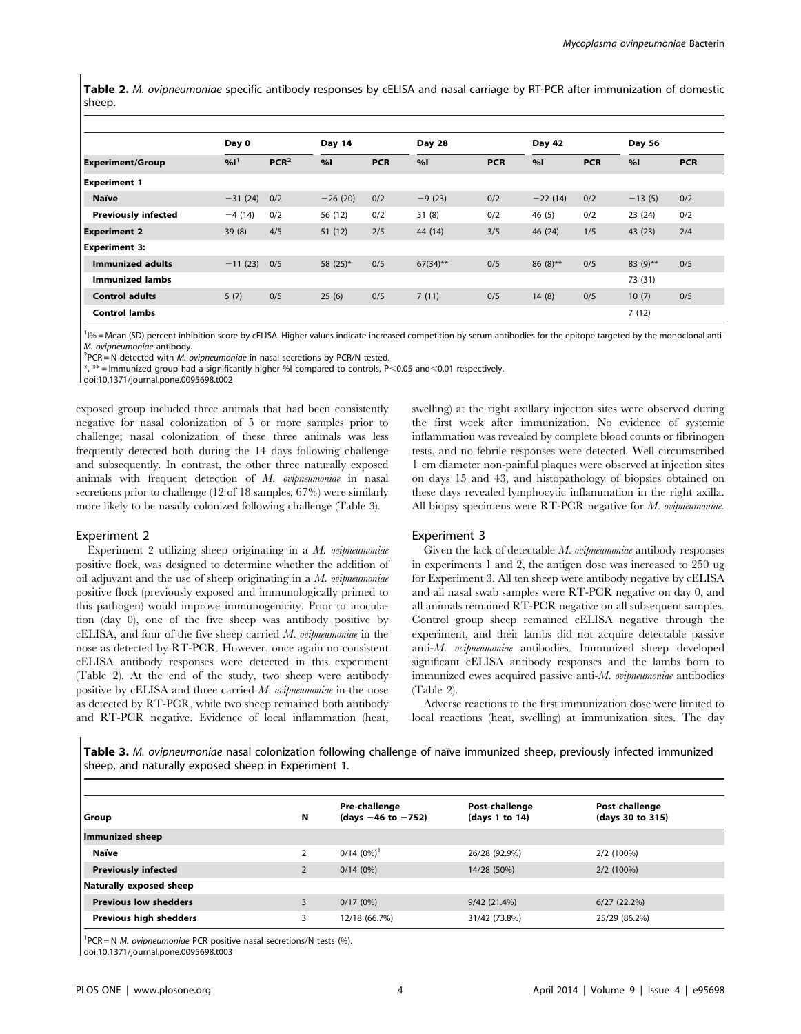**Table 2.** *M. ovipneumoniae* specific antibody responses by cELISA and nasal carriage by RT-PCR after immunization of domestic sheep.

| | Day 0 | | Day 14 | | Day 28 | | Day 42 | | Day 56 | |
|---|---|---|---|---|---|---|---|---|---|---|
| **Experiment/Group** | %I[1] | PCR[2] | %I | PCR | %I | PCR | %I | PCR | %I | PCR |
| **Experiment 1** | | | | | | | | | | |
| **Naïve** | −31 (24) | 0/2 | −26 (20) | 0/2 | −9 (23) | 0/2 | −22 (14) | 0/2 | −13 (5) | 0/2 |
| **Previously infected** | −4 (14) | 0/2 | 56 (12) | 0/2 | 51 (8) | 0/2 | 46 (5) | 0/2 | 23 (24) | 0/2 |
| **Experiment 2** | 39 (8) | 4/5 | 51 (12) | 2/5 | 44 (14) | 3/5 | 46 (24) | 1/5 | 43 (23) | 2/4 |
| **Experiment 3:** | | | | | | | | | | |
| **Immunized adults** | −11 (23) | 0/5 | 58 (25)* | 0/5 | 67(34)** | 0/5 | 86 (8)** | 0/5 | 83 (9)** | 0/5 |
| **Immunized lambs** | | | | | | | | | 73 (31) | |
| **Control adults** | 5 (7) | 0/5 | 25 (6) | 0/5 | 7 (11) | 0/5 | 14 (8) | 0/5 | 10 (7) | 0/5 |
| **Control lambs** | | | | | | | | | 7 (12) | |

[1]I% = Mean (SD) percent inhibition score by cELISA. Higher values indicate increased competition by serum antibodies for the epitope targeted by the monoclonal anti-*M. ovipneumoniae* antibody.
[2]PCR = N detected with *M. ovipneumoniae* in nasal secretions by PCR/N tested.
*, ** = Immunized group had a significantly higher %I compared to controls, P<0.05 and<0.01 respectively.
doi:10.1371/journal.pone.0095698.t002

exposed group included three animals that had been consistently negative for nasal colonization of 5 or more samples prior to challenge; nasal colonization of these three animals was less frequently detected both during the 14 days following challenge and subsequently. In contrast, the other three naturally exposed animals with frequent detection of *M. ovipneumoniae* in nasal secretions prior to challenge (12 of 18 samples, 67%) were similarly more likely to be nasally colonized following challenge (Table 3).

### Experiment 2

Experiment 2 utilizing sheep originating in a *M. ovipneumoniae* positive flock, was designed to determine whether the addition of oil adjuvant and the use of sheep originating in a *M. ovipneumoniae* positive flock (previously exposed and immunologically primed to this pathogen) would improve immunogenicity. Prior to inoculation (day 0), one of the five sheep was antibody positive by cELISA, and four of the five sheep carried *M. ovipneumoniae* in the nose as detected by RT-PCR. However, once again no consistent cELISA antibody responses were detected in this experiment (Table 2). At the end of the study, two sheep were antibody positive by cELISA and three carried *M. ovipneumoniae* in the nose as detected by RT-PCR, while two sheep remained both antibody and RT-PCR negative. Evidence of local inflammation (heat, swelling) at the right axillary injection sites were observed during the first week after immunization. No evidence of systemic inflammation was revealed by complete blood counts or fibrinogen tests, and no febrile responses were detected. Well circumscribed 1 cm diameter non-painful plaques were observed at injection sites on days 15 and 43, and histopathology of biopsies obtained on these days revealed lymphocytic inflammation in the right axilla. All biopsy specimens were RT-PCR negative for *M. ovipneumoniae*.

### Experiment 3

Given the lack of detectable *M. ovipneumoniae* antibody responses in experiments 1 and 2, the antigen dose was increased to 250 ug for Experiment 3. All ten sheep were antibody negative by cELISA and all nasal swab samples were RT-PCR negative on day 0, and all animals remained RT-PCR negative on all subsequent samples. Control group sheep remained cELISA negative through the experiment, and their lambs did not acquire detectable passive anti-*M. ovipneumoniae* antibodies. Immunized sheep developed significant cELISA antibody responses and the lambs born to immunized ewes acquired passive anti-*M. ovipneumoniae* antibodies (Table 2).

Adverse reactions to the first immunization dose were limited to local reactions (heat, swelling) at immunization sites. The day

**Table 3.** *M. ovipneumoniae* nasal colonization following challenge of naïve immunized sheep, previously infected immunized sheep, and naturally exposed sheep in Experiment 1.

| Group | N | Pre-challenge (days −46 to −752) | Post-challenge (days 1 to 14) | Post-challenge (days 30 to 315) |
|---|---|---|---|---|
| **Immunized sheep** | | | | |
| **Naïve** | 2 | 0/14 (0%)[1] | 26/28 (92.9%) | 2/2 (100%) |
| **Previously infected** | 2 | 0/14 (0%) | 14/28 (50%) | 2/2 (100%) |
| **Naturally exposed sheep** | | | | |
| **Previous low shedders** | 3 | 0/17 (0%) | 9/42 (21.4%) | 6/27 (22.2%) |
| **Previous high shedders** | 3 | 12/18 (66.7%) | 31/42 (73.8%) | 25/29 (86.2%) |

[1]PCR = N *M. ovipneumoniae* PCR positive nasal secretions/N tests (%).
doi:10.1371/journal.pone.0095698.t003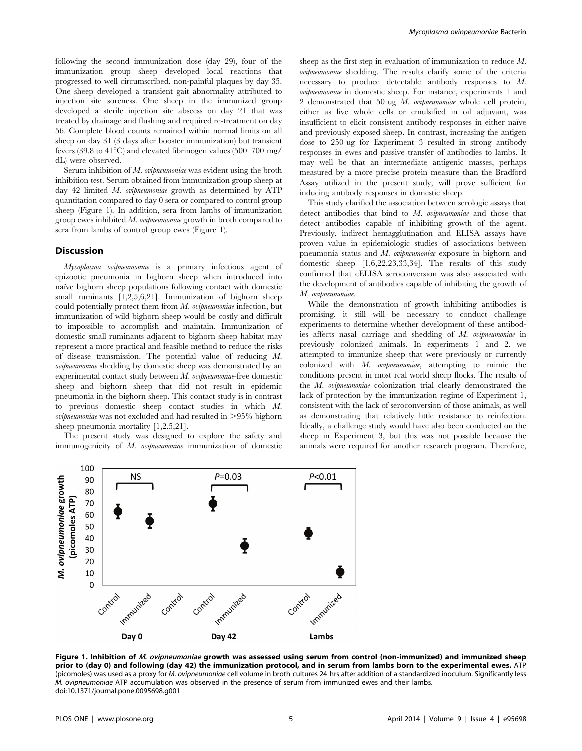following the second immunization dose (day 29), four of the immunization group sheep developed local reactions that progressed to well circumscribed, non-painful plaques by day 35. One sheep developed a transient gait abnormality attributed to injection site soreness. One sheep in the immunized group developed a sterile injection site abscess on day 21 that was treated by drainage and flushing and required re-treatment on day 56. Complete blood counts remained within normal limits on all sheep on day 31 (3 days after booster immunization) but transient fevers (39.8 to 41°C) and elevated fibrinogen values (500–700 mg/dL) were observed.

Serum inhibition of *M. ovipneumoniae* was evident using the broth inhibition test. Serum obtained from immunization group sheep at day 42 limited *M. ovipneumoniae* growth as determined by ATP quantitation compared to day 0 sera or compared to control group sheep (Figure 1). In addition, sera from lambs of immunization group ewes inhibited *M. ovipneumoniae* growth in broth compared to sera from lambs of control group ewes (Figure 1).

## Discussion

*Mycoplasma ovipneumoniae* is a primary infectious agent of epizootic pneumonia in bighorn sheep when introduced into naïve bighorn sheep populations following contact with domestic small ruminants [1,2,5,6,21]. Immunization of bighorn sheep could potentially protect them from *M. ovipneumoniae* infection, but immunization of wild bighorn sheep would be costly and difficult to impossible to accomplish and maintain. Immunization of domestic small ruminants adjacent to bighorn sheep habitat may represent a more practical and feasible method to reduce the risks of disease transmission. The potential value of reducing *M. ovipneumoniae* shedding by domestic sheep was demonstrated by an experimental contact study between *M. ovipneumoniae*-free domestic sheep and bighorn sheep that did not result in epidemic pneumonia in the bighorn sheep. This contact study is in contrast to previous domestic sheep contact studies in which *M. ovipneumoniae* was not excluded and had resulted in >95% bighorn sheep pneumonia mortality [1,2,5,21].

The present study was designed to explore the safety and immunogenicity of *M. ovipneumoniae* immunization of domestic sheep as the first step in evaluation of immunization to reduce *M. ovipneumoniae* shedding. The results clarify some of the criteria necessary to produce detectable antibody responses to *M. ovipneumoniae* in domestic sheep. For instance, experiments 1 and 2 demonstrated that 50 ug *M. ovipneumoniae* whole cell protein, either as live whole cells or emulsified in oil adjuvant, was insufficient to elicit consistent antibody responses in either naïve and previously exposed sheep. In contrast, increasing the antigen dose to 250 ug for Experiment 3 resulted in strong antibody responses in ewes and passive transfer of antibodies to lambs. It may well be that an intermediate antigenic masses, perhaps measured by a more precise protein measure than the Bradford Assay utilized in the present study, will prove sufficient for inducing antibody responses in domestic sheep.

This study clarified the association between serologic assays that detect antibodies that bind to *M. ovipneumoniae* and those that detect antibodies capable of inhibiting growth of the agent. Previously, indirect hemagglutination and ELISA assays have proven value in epidemiologic studies of associations between pneumonia status and *M. ovipneumoniae* exposure in bighorn and domestic sheep [1,6,22,23,33,34]. The results of this study confirmed that cELISA seroconversion was also associated with the development of antibodies capable of inhibiting the growth of *M. ovipneumoniae*.

While the demonstration of growth inhibiting antibodies is promising, it still will be necessary to conduct challenge experiments to determine whether development of these antibodies affects nasal carriage and shedding of *M. ovipneumoniae* in previously colonized animals. In experiments 1 and 2, we attempted to immunize sheep that were previously or currently colonized with *M. ovipneumoniae*, attempting to mimic the conditions present in most real world sheep flocks. The results of the *M. ovipneumoniae* colonization trial clearly demonstrated the lack of protection by the immunization regime of Experiment 1, consistent with the lack of seroconversion of those animals, as well as demonstrating that relatively little resistance to reinfection. Ideally, a challenge study would have also been conducted on the sheep in Experiment 3, but this was not possible because the animals were required for another research program. Therefore,

**Figure 1. Inhibition of *M. ovipneumoniae* growth was assessed using serum from control (non-immunized) and immunized sheep prior to (day 0) and following (day 42) the immunization protocol, and in serum from lambs born to the experimental ewes.** ATP (picomoles) was used as a proxy for *M. ovipneumoniae* cell volume in broth cultures 24 hrs after addition of a standardized inoculum. Significantly less *M. ovipneumoniae* ATP accumulation was observed in the presence of serum from immunized ewes and their lambs.
doi:10.1371/journal.pone.0095698.g001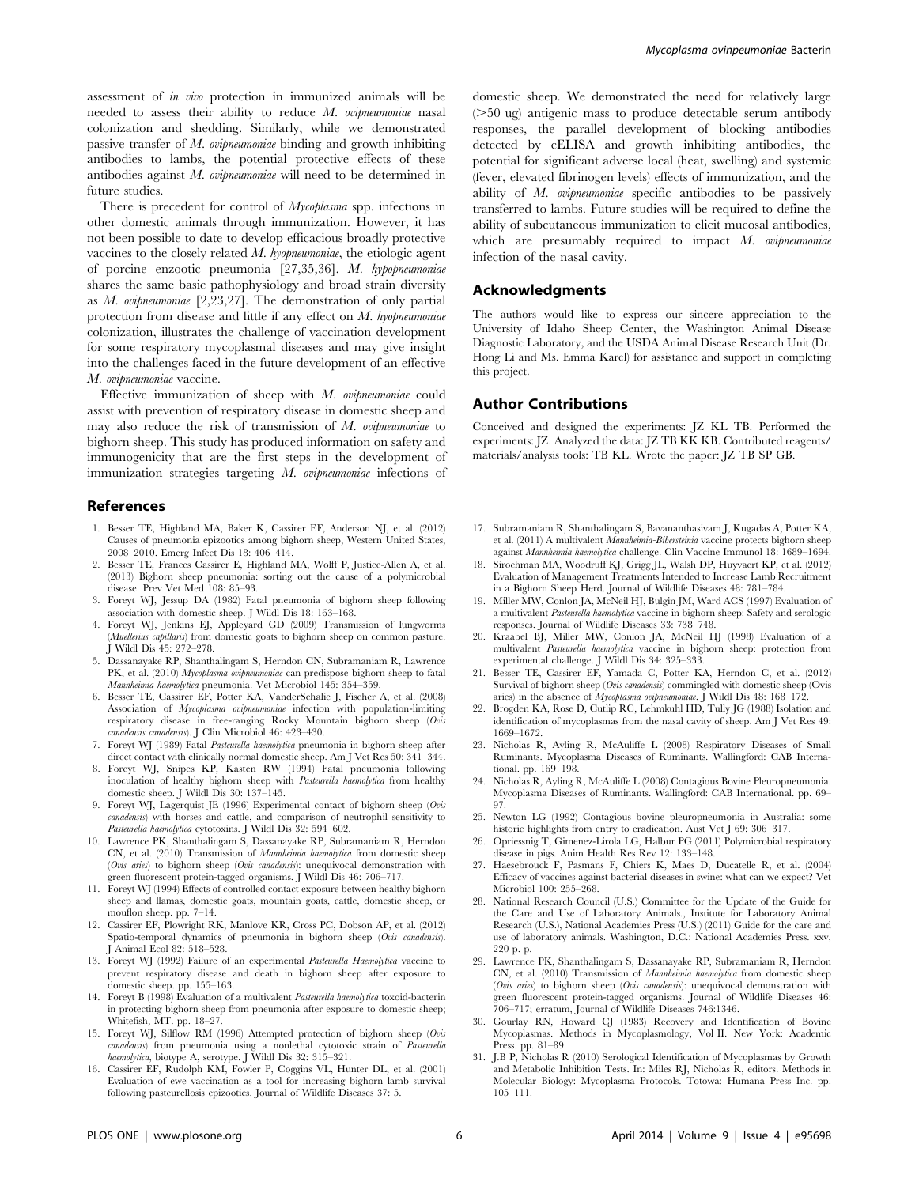assessment of *in vivo* protection in immunized animals will be needed to assess their ability to reduce *M. ovipneumoniae* nasal colonization and shedding. Similarly, while we demonstrated passive transfer of *M. ovipneumoniae* binding and growth inhibiting antibodies to lambs, the potential protective effects of these antibodies against *M. ovipneumoniae* will need to be determined in future studies.

There is precedent for control of *Mycoplasma* spp. infections in other domestic animals through immunization. However, it has not been possible to date to develop efficacious broadly protective vaccines to the closely related *M. hyopneumoniae*, the etiologic agent of porcine enzootic pneumonia [27,35,36]. *M. hyopneumoniae* shares the same basic pathophysiology and broad strain diversity as *M. ovipneumoniae* [2,23,27]. The demonstration of only partial protection from disease and little if any effect on *M. hyopneumoniae* colonization, illustrates the challenge of vaccination development for some respiratory mycoplasmal diseases and may give insight into the challenges faced in the future development of an effective *M. ovipneumoniae* vaccine.

Effective immunization of sheep with *M. ovipneumoniae* could assist with prevention of respiratory disease in domestic sheep and may also reduce the risk of transmission of *M. ovipneumoniae* to bighorn sheep. This study has produced information on safety and immunogenicity that are the first steps in the development of immunization strategies targeting *M. ovipneumoniae* infections of domestic sheep. We demonstrated the need for relatively large (>50 ug) antigenic mass to produce detectable serum antibody responses, the parallel development of blocking antibodies detected by cELISA and growth inhibiting antibodies, the potential for significant adverse local (heat, swelling) and systemic (fever, elevated fibrinogen levels) effects of immunization, and the ability of *M. ovipneumoniae* specific antibodies to be passively transferred to lambs. Future studies will be required to define the ability of subcutaneous immunization to elicit mucosal antibodies, which are presumably required to impact *M. ovipneumoniae* infection of the nasal cavity.

## Acknowledgments

The authors would like to express our sincere appreciation to the University of Idaho Sheep Center, the Washington Animal Disease Diagnostic Laboratory, and the USDA Animal Disease Research Unit (Dr. Hong Li and Ms. Emma Karel) for assistance and support in completing this project.

## Author Contributions

Conceived and designed the experiments: JZ KL TB. Performed the experiments: JZ. Analyzed the data: JZ TB KK KB. Contributed reagents/materials/analysis tools: TB KL. Wrote the paper: JZ TB SP GB.

## References

1. Besser TE, Highland MA, Baker K, Cassirer EF, Anderson NJ, et al. (2012) Causes of pneumonia epizootics among bighorn sheep, Western United States, 2008–2010. Emerg Infect Dis 18: 406–414.
2. Besser TE, Frances Cassirer E, Highland MA, Wolff P, Justice-Allen A, et al. (2013) Bighorn sheep pneumonia: sorting out the cause of a polymicrobial disease. Prev Vet Med 108: 85–93.
3. Foreyt WJ, Jessup DA (1982) Fatal pneumonia of bighorn sheep following association with domestic sheep. J Wildl Dis 18: 163–168.
4. Foreyt WJ, Jenkins EJ, Appleyard GD (2009) Transmission of lungworms (*Muellerius capillaris*) from domestic goats to bighorn sheep on common pasture. J Wildl Dis 45: 272–278.
5. Dassanayake RP, Shanthalingam S, Herndon CN, Subramaniam R, Lawrence PK, et al. (2010) *Mycoplasma ovipneumoniae* can predispose bighorn sheep to fatal *Mannheimia haemolytica* pneumonia. Vet Microbiol 145: 354–359.
6. Besser TE, Cassirer EF, Potter KA, VanderSchalie J, Fischer A, et al. (2008) Association of *Mycoplasma ovipneumoniae* infection with population-limiting respiratory disease in free-ranging Rocky Mountain bighorn sheep (*Ovis canadensis canadensis*). J Clin Microbiol 46: 423–430.
7. Foreyt WJ (1989) Fatal *Pasteurella haemolytica* pneumonia in bighorn sheep after direct contact with clinically normal domestic sheep. Am J Vet Res 50: 341–344.
8. Foreyt WJ, Snipes KP, Kasten RW (1994) Fatal pneumonia following inoculation of healthy bighorn sheep with *Pasteurella haemolytica* from healthy domestic sheep. J Wildl Dis 30: 137–145.
9. Foreyt WJ, Lagerquist JE (1996) Experimental contact of bighorn sheep (*Ovis canadensis*) with horses and cattle, and comparison of neutrophil sensitivity to *Pasteurella haemolytica* cytotoxins. J Wildl Dis 32: 594–602.
10. Lawrence PK, Shanthalingam S, Dassanayake RP, Subramaniam R, Herndon CN, et al. (2010) Transmission of *Mannheimia haemolytica* from domestic sheep (*Ovis aries*) to bighorn sheep (*Ovis canadensis*): unequivocal demonstration with green fluorescent protein-tagged organisms. J Wildl Dis 46: 706–717.
11. Foreyt WJ (1994) Effects of controlled contact exposure between healthy bighorn sheep and llamas, domestic goats, mountain goats, cattle, domestic sheep, or mouflon sheep. pp. 7–14.
12. Cassirer EF, Plowright RK, Manlove KR, Cross PC, Dobson AP, et al. (2012) Spatio-temporal dynamics of pneumonia in bighorn sheep (*Ovis canadensis*). J Animal Ecol 82: 518–528.
13. Foreyt WJ (1992) Failure of an experimental *Pasteurella Haemolytica* vaccine to prevent respiratory disease and death in bighorn sheep after exposure to domestic sheep. pp. 155–163.
14. Foreyt B (1998) Evaluation of a multivalent *Pasteurella haemolytica* toxoid-bacterin in protecting bighorn sheep from pneumonia after exposure to domestic sheep; Whitefish, MT. pp. 18–27.
15. Foreyt WJ, Silflow RM (1996) Attempted protection of bighorn sheep (*Ovis canadensis*) from pneumonia using a nonlethal cytotoxic strain of *Pasteurella haemolytica*, biotype A, serotype. J Wildl Dis 32: 315–321.
16. Cassirer EF, Rudolph KM, Fowler P, Coggins VL, Hunter DL, et al. (2001) Evaluation of ewe vaccination as a tool for increasing bighorn lamb survival following pasteurellosis epizootics. Journal of Wildlife Diseases 37: 5.
17. Subramaniam R, Shanthalingam S, Bavananthasivam J, Kugadas A, Potter KA, et al. (2011) A multivalent *Mannheimia-Bibersteinia* vaccine protects bighorn sheep against *Mannheimia haemolytica* challenge. Clin Vaccine Immunol 18: 1689–1694.
18. Sirochman MA, Woodruff KJ, Grigg JL, Walsh DP, Huyvaert KP, et al. (2012) Evaluation of Management Treatments Intended to Increase Lamb Recruitment in a Bighorn Sheep Herd. Journal of Wildlife Diseases 48: 781–784.
19. Miller MW, Conlon JA, McNeil HJ, Bulgin JM, Ward ACS (1997) Evaluation of a multivalent *Pasteurella haemolytica* vaccine in bighorn sheep: Safety and serologic responses. Journal of Wildlife Diseases 33: 738–748.
20. Kraabel BJ, Miller MW, Conlon JA, McNeil HJ (1998) Evaluation of a multivalent *Pasteurella haemolytica* vaccine in bighorn sheep: protection from experimental challenge. J Wildl Dis 34: 325–333.
21. Besser TE, Cassirer EF, Yamada C, Potter KA, Herndon C, et al. (2012) Survival of bighorn sheep (*Ovis canadensis*) commingled with domestic sheep (Ovis aries) in the absence of *Mycoplasma ovipneumoniae*. J Wildl Dis 48: 168–172.
22. Brogden KA, Rose D, Cutlip RC, Lehmkuhl HD, Tully JG (1988) Isolation and identification of mycoplasmas from the nasal cavity of sheep. Am J Vet Res 49: 1669–1672.
23. Nicholas R, Ayling R, McAuliffe L (2008) Respiratory Diseases of Small Ruminants. Mycoplasma Diseases of Ruminants. Wallingford: CAB International. pp. 169–198.
24. Nicholas R, Ayling R, McAuliffe L (2008) Contagious Bovine Pleuropneumonia. Mycoplasma Diseases of Ruminants. Wallingford: CAB International. pp. 69–97.
25. Newton LG (1992) Contagious bovine pleuropneumonia in Australia: some historic highlights from entry to eradication. Aust Vet J 69: 306–317.
26. Opriessnig T, Gimenez-Lirola LG, Halbur PG (2011) Polymicrobial respiratory disease in pigs. Anim Health Res Rev 12: 133–148.
27. Haesebrouck F, Pasmans F, Chiers K, Maes D, Ducatelle R, et al. (2004) Efficacy of vaccines against bacterial diseases in swine: what can we expect? Vet Microbiol 100: 255–268.
28. National Research Council (U.S.) Committee for the Update of the Guide for the Care and Use of Laboratory Animals., Institute for Laboratory Animal Research (U.S.), National Academies Press (U.S.) (2011) Guide for the care and use of laboratory animals. Washington, D.C.: National Academies Press. xxv, 220 p. p.
29. Lawrence PK, Shanthalingam S, Dassanayake RP, Subramaniam R, Herndon CN, et al. (2010) Transmission of *Mannheimia haemolytica* from domestic sheep (*Ovis aries*) to bighorn sheep (*Ovis canadensis*): unequivocal demonstration with green fluorescent protein-tagged organisms. Journal of Wildlife Diseases 46: 706–717; erratum, Journal of Wildlife Diseases 746:1346.
30. Gourlay RN, Howard CJ (1983) Recovery and Identification of Bovine Mycoplasmas. Methods in Mycoplasmology, Vol II. New York: Academic Press. pp. 81–89.
31. J.B P, Nicholas R (2010) Serological Identification of Mycoplasmas by Growth and Metabolic Inhibition Tests. In: Miles RJ, Nicholas R, editors. Methods in Molecular Biology: Mycoplasma Protocols. Totowa: Humana Press Inc. pp. 105–111.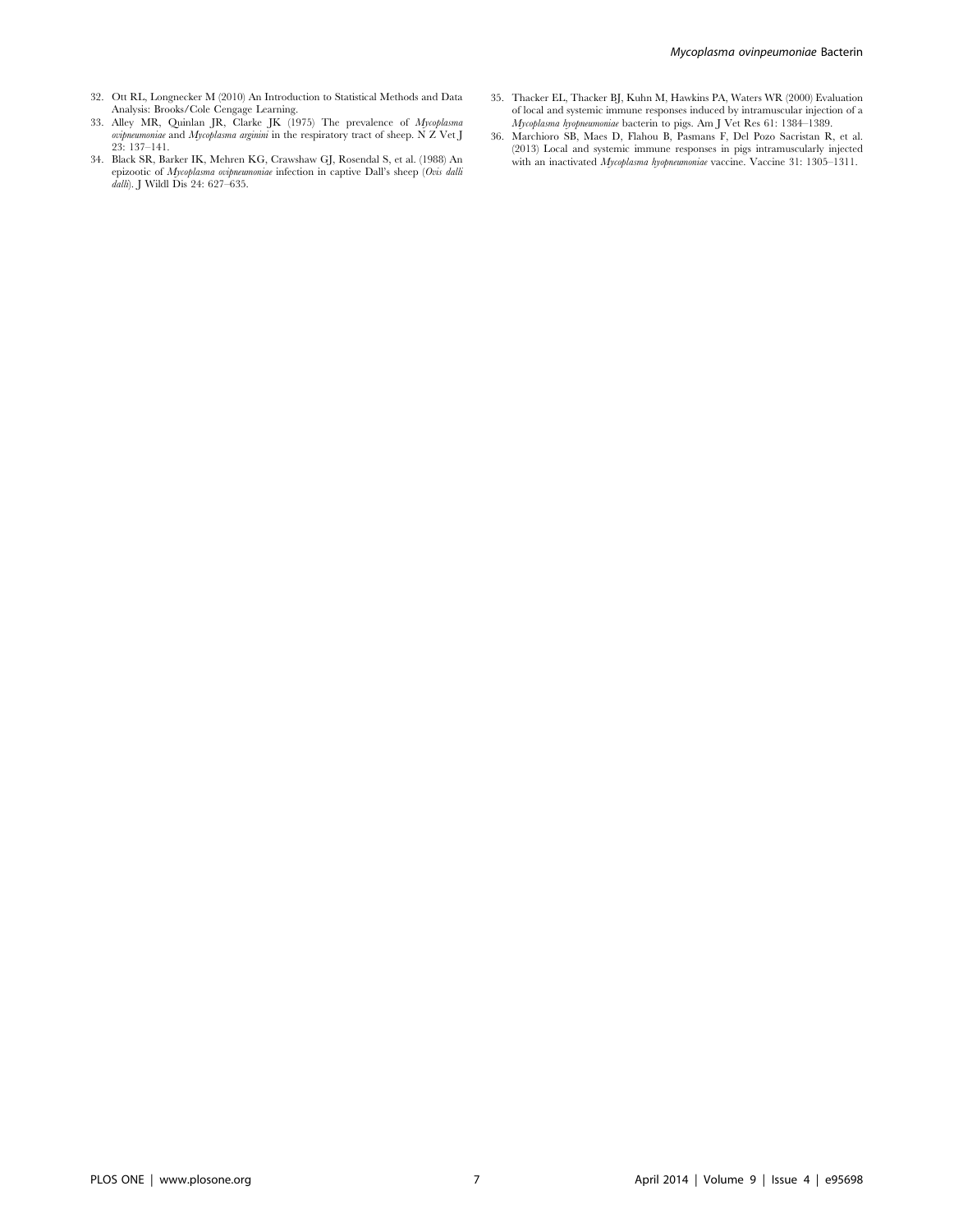32. Ott RL, Longnecker M (2010) An Introduction to Statistical Methods and Data Analysis: Brooks/Cole Cengage Learning.
33. Alley MR, Quinlan JR, Clarke JK (1975) The prevalence of *Mycoplasma ovipneumoniae* and *Mycoplasma arginini* in the respiratory tract of sheep. N Z Vet J 23: 137–141.
34. Black SR, Barker IK, Mehren KG, Crawshaw GJ, Rosendal S, et al. (1988) An epizootic of *Mycoplasma ovipneumoniae* infection in captive Dall's sheep (*Ovis dalli dalli*). J Wildl Dis 24: 627–635.
35. Thacker EL, Thacker BJ, Kuhn M, Hawkins PA, Waters WR (2000) Evaluation of local and systemic immune responses induced by intramuscular injection of a *Mycoplasma hyopneumoniae* bacterin to pigs. Am J Vet Res 61: 1384–1389.
36. Marchioro SB, Maes D, Flahou B, Pasmans F, Del Pozo Sacristan R, et al. (2013) Local and systemic immune responses in pigs intramuscularly injected with an inactivated *Mycoplasma hyopneumoniae* vaccine. Vaccine 31: 1305–1311.